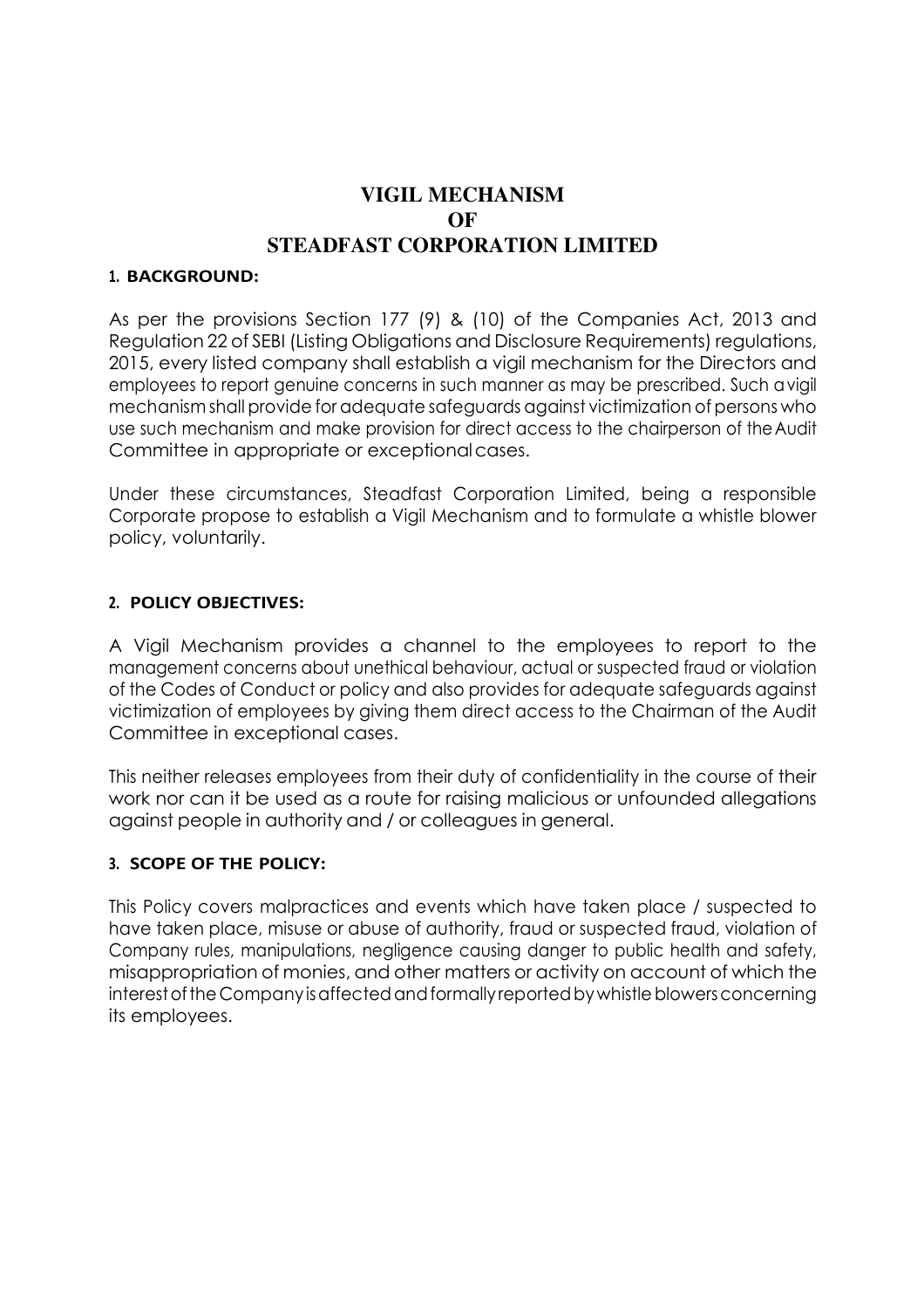# VIGIL MECHANISM
# OF
# STEADFAST CORPORATION LIMITED

## 1. BACKGROUND:

As per the provisions Section 177 (9) & (10) of the Companies Act, 2013 and Regulation 22 of SEBI (Listing Obligations and Disclosure Requirements) regulations, 2015, every listed company shall establish a vigil mechanism for the Directors and employees to report genuine concerns in such manner as may be prescribed. Such a vigil mechanism shall provide for adequate safeguards against victimization of persons who use such mechanism and make provision for direct access to the chairperson of the Audit Committee in appropriate or exceptional cases.

Under these circumstances, Steadfast Corporation Limited, being a responsible Corporate propose to establish a Vigil Mechanism and to formulate a whistle blower policy, voluntarily.

## 2. POLICY OBJECTIVES:

A Vigil Mechanism provides a channel to the employees to report to the management concerns about unethical behaviour, actual or suspected fraud or violation of the Codes of Conduct or policy and also provides for adequate safeguards against victimization of employees by giving them direct access to the Chairman of the Audit Committee in exceptional cases.

This neither releases employees from their duty of confidentiality in the course of their work nor can it be used as a route for raising malicious or unfounded allegations against people in authority and / or colleagues in general.

## 3. SCOPE OF THE POLICY:

This Policy covers malpractices and events which have taken place / suspected to have taken place, misuse or abuse of authority, fraud or suspected fraud, violation of Company rules, manipulations, negligence causing danger to public health and safety, misappropriation of monies, and other matters or activity on account of which the interest of the Company is affected and formally reported by whistle blowers concerning its employees.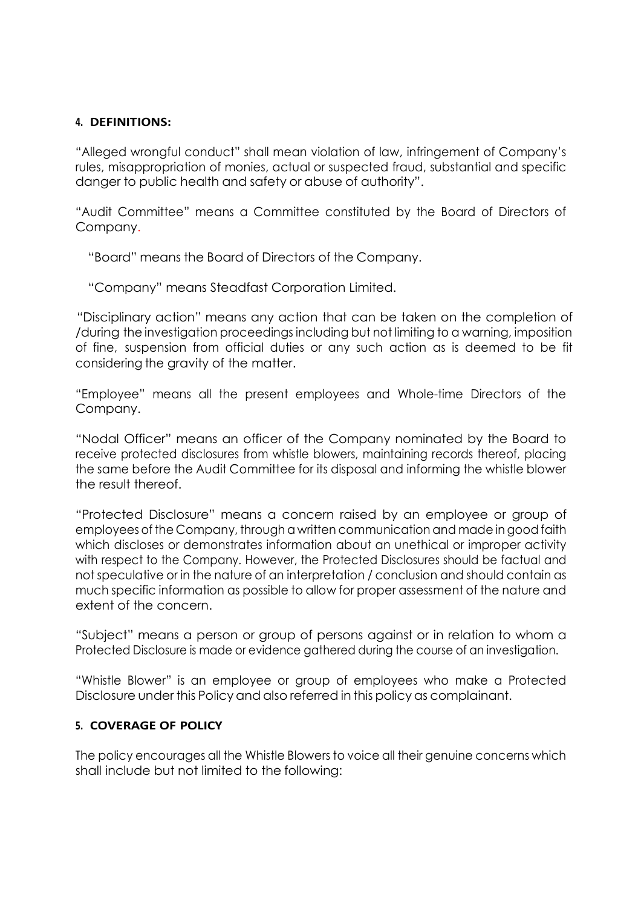## 4. DEFINITIONS:

"Alleged wrongful conduct" shall mean violation of law, infringement of Company's rules, misappropriation of monies, actual or suspected fraud, substantial and specific danger to public health and safety or abuse of authority".

"Audit Committee" means a Committee constituted by the Board of Directors of Company.

"Board" means the Board of Directors of the Company.

"Company" means Steadfast Corporation Limited.

"Disciplinary action" means any action that can be taken on the completion of /during the investigation proceedings including but not limiting to a warning, imposition of fine, suspension from official duties or any such action as is deemed to be fit considering the gravity of the matter.

"Employee" means all the present employees and Whole-time Directors of the Company.

"Nodal Officer" means an officer of the Company nominated by the Board to receive protected disclosures from whistle blowers, maintaining records thereof, placing the same before the Audit Committee for its disposal and informing the whistle blower the result thereof.

"Protected Disclosure" means a concern raised by an employee or group of employees of the Company, through a written communication and made in good faith which discloses or demonstrates information about an unethical or improper activity with respect to the Company. However, the Protected Disclosures should be factual and not speculative or in the nature of an interpretation / conclusion and should contain as much specific information as possible to allow for proper assessment of the nature and extent of the concern.

"Subject" means a person or group of persons against or in relation to whom a Protected Disclosure is made or evidence gathered during the course of an investigation.

"Whistle Blower" is an employee or group of employees who make a Protected Disclosure under this Policy and also referred in this policy as complainant.

## 5. COVERAGE OF POLICY

The policy encourages all the Whistle Blowers to voice all their genuine concerns which shall include but not limited to the following: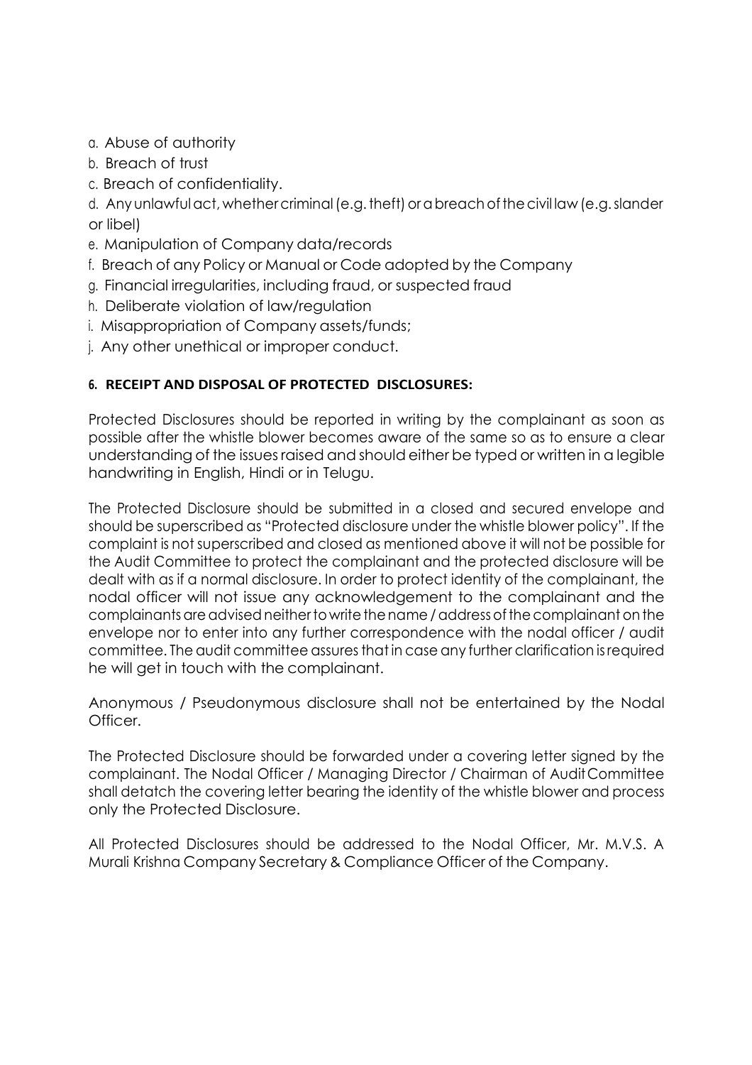a. Abuse of authority
b. Breach of trust
c. Breach of confidentiality.
d. Any unlawful act, whether criminal (e.g. theft) or a breach of the civil law (e.g. slander or libel)
e. Manipulation of Company data/records
f. Breach of any Policy or Manual or Code adopted by the Company
g. Financial irregularities, including fraud, or suspected fraud
h. Deliberate violation of law/regulation
i. Misappropriation of Company assets/funds;
j. Any other unethical or improper conduct.

## 6. RECEIPT AND DISPOSAL OF PROTECTED DISCLOSURES:

Protected Disclosures should be reported in writing by the complainant as soon as possible after the whistle blower becomes aware of the same so as to ensure a clear understanding of the issues raised and should either be typed or written in a legible handwriting in English, Hindi or in Telugu.

The Protected Disclosure should be submitted in a closed and secured envelope and should be superscribed as "Protected disclosure under the whistle blower policy". If the complaint is not superscribed and closed as mentioned above it will not be possible for the Audit Committee to protect the complainant and the protected disclosure will be dealt with as if a normal disclosure. In order to protect identity of the complainant, the nodal officer will not issue any acknowledgement to the complainant and the complainants are advised neither to write the name / address of the complainant on the envelope nor to enter into any further correspondence with the nodal officer / audit committee. The audit committee assures that in case any further clarification is required he will get in touch with the complainant.

Anonymous / Pseudonymous disclosure shall not be entertained by the Nodal Officer.

The Protected Disclosure should be forwarded under a covering letter signed by the complainant. The Nodal Officer / Managing Director / Chairman of Audit Committee shall detatch the covering letter bearing the identity of the whistle blower and process only the Protected Disclosure.

All Protected Disclosures should be addressed to the Nodal Officer, Mr. M.V.S. A Murali Krishna Company Secretary & Compliance Officer of the Company.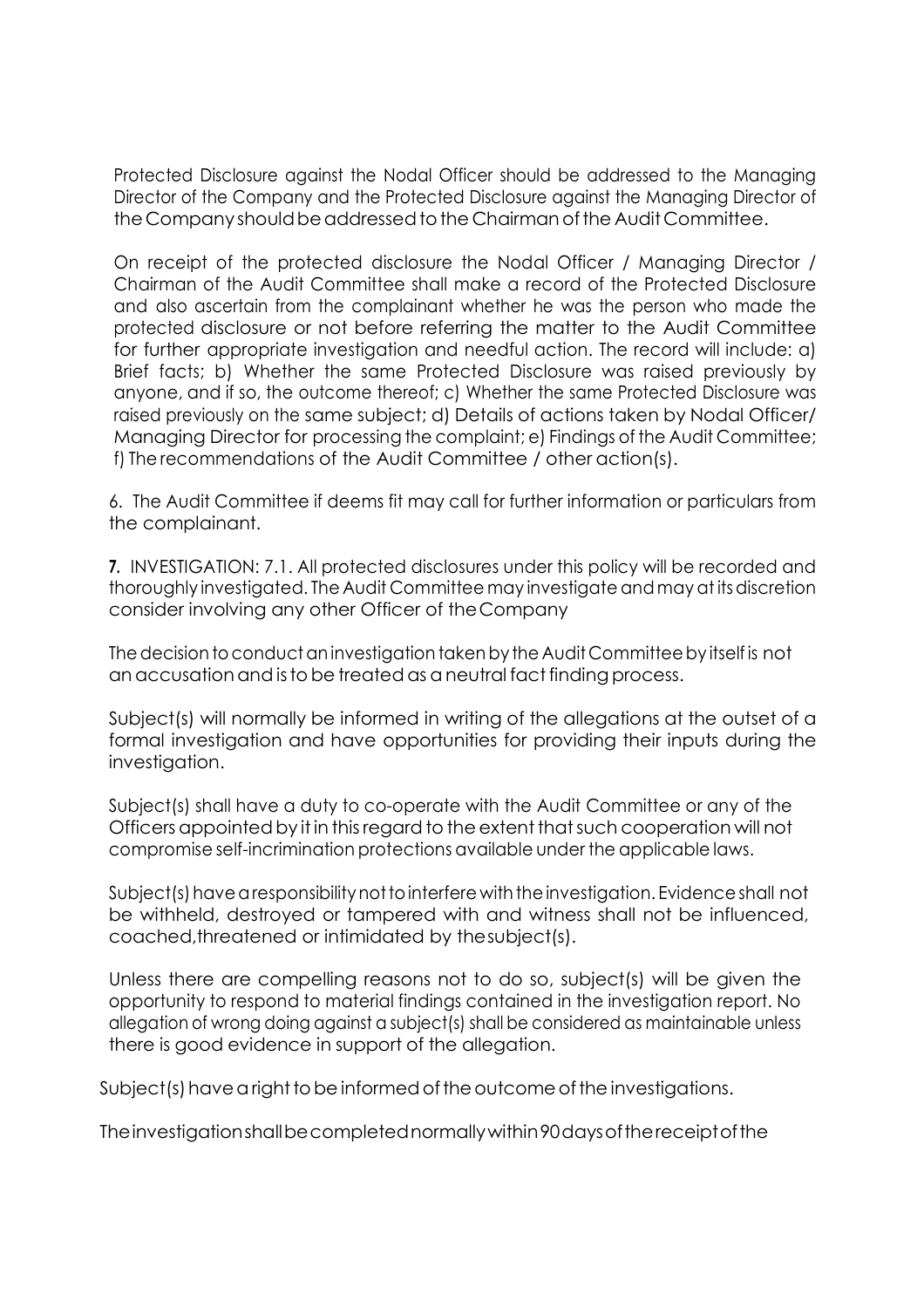Protected Disclosure against the Nodal Officer should be addressed to the Managing Director of the Company and the Protected Disclosure against the Managing Director of the Company should be addressed to the Chairman of the Audit Committee.

On receipt of the protected disclosure the Nodal Officer / Managing Director / Chairman of the Audit Committee shall make a record of the Protected Disclosure and also ascertain from the complainant whether he was the person who made the protected disclosure or not before referring the matter to the Audit Committee for further appropriate investigation and needful action. The record will include: a) Brief facts; b) Whether the same Protected Disclosure was raised previously by anyone, and if so, the outcome thereof; c) Whether the same Protected Disclosure was raised previously on the same subject; d) Details of actions taken by Nodal Officer/ Managing Director for processing the complaint; e) Findings of the Audit Committee; f) The recommendations of the Audit Committee / other action(s).

6. The Audit Committee if deems fit may call for further information or particulars from the complainant.

**7.** INVESTIGATION: 7.1. All protected disclosures under this policy will be recorded and thoroughly investigated. The Audit Committee may investigate and may at its discretion consider involving any other Officer of the Company

The decision to conduct an investigation taken by the Audit Committee by itself is not an accusation and is to be treated as a neutral fact finding process.

Subject(s) will normally be informed in writing of the allegations at the outset of a formal investigation and have opportunities for providing their inputs during the investigation.

Subject(s) shall have a duty to co-operate with the Audit Committee or any of the Officers appointed by it in this regard to the extent that such cooperation will not compromise self-incrimination protections available under the applicable laws.

Subject(s) have a responsibility not to interfere with the investigation. Evidence shall not be withheld, destroyed or tampered with and witness shall not be influenced, coached, threatened or intimidated by the subject(s).

Unless there are compelling reasons not to do so, subject(s) will be given the opportunity to respond to material findings contained in the investigation report. No allegation of wrong doing against a subject(s) shall be considered as maintainable unless there is good evidence in support of the allegation.

Subject(s) have a right to be informed of the outcome of the investigations.

The investigation shall be completed normally within 90 days of the receipt of the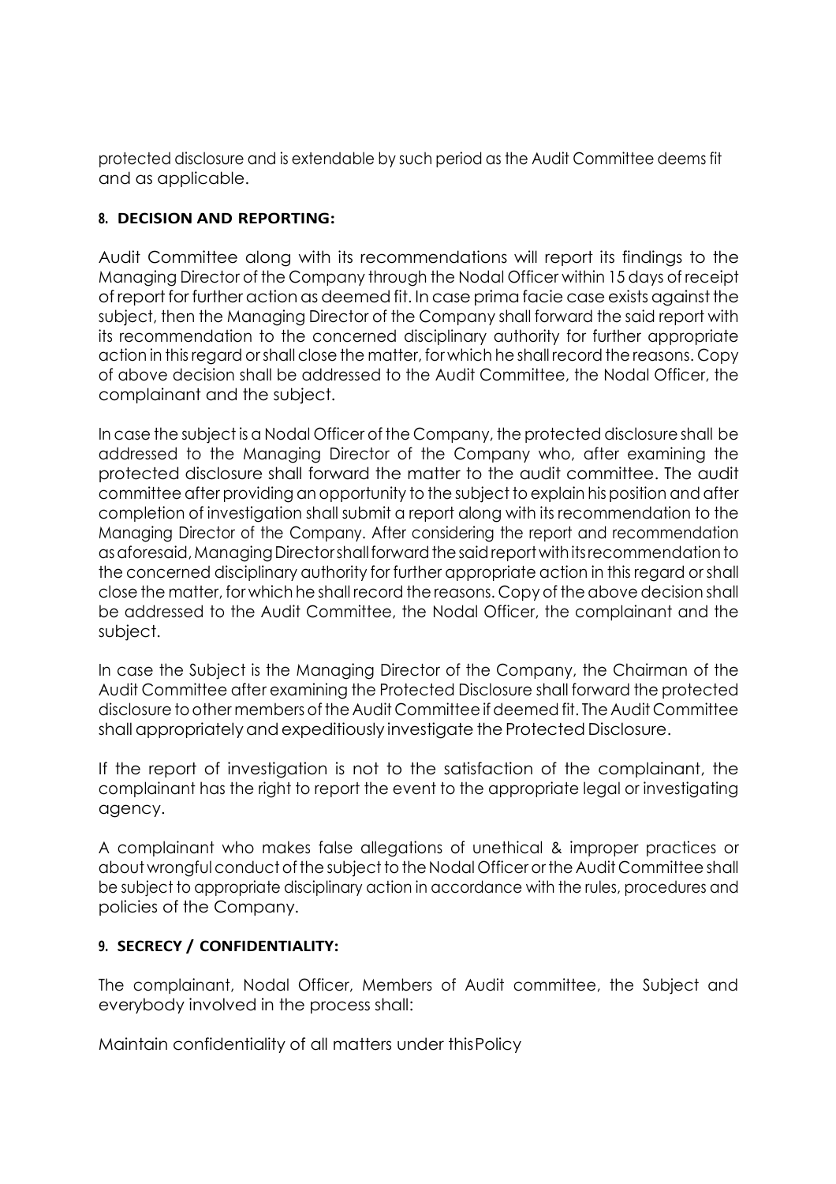protected disclosure and is extendable by such period as the Audit Committee deems fit and as applicable.

### 8. DECISION AND REPORTING:

Audit Committee along with its recommendations will report its findings to the Managing Director of the Company through the Nodal Officer within 15 days of receipt of report for further action as deemed fit. In case prima facie case exists against the subject, then the Managing Director of the Company shall forward the said report with its recommendation to the concerned disciplinary authority for further appropriate action in this regard or shall close the matter, for which he shall record the reasons. Copy of above decision shall be addressed to the Audit Committee, the Nodal Officer, the complainant and the subject.

In case the subject is a Nodal Officer of the Company, the protected disclosure shall be addressed to the Managing Director of the Company who, after examining the protected disclosure shall forward the matter to the audit committee. The audit committee after providing an opportunity to the subject to explain his position and after completion of investigation shall submit a report along with its recommendation to the Managing Director of the Company. After considering the report and recommendation as aforesaid, Managing Director shall forward the said report with its recommendation to the concerned disciplinary authority for further appropriate action in this regard or shall close the matter, for which he shall record the reasons. Copy of the above decision shall be addressed to the Audit Committee, the Nodal Officer, the complainant and the subject.

In case the Subject is the Managing Director of the Company, the Chairman of the Audit Committee after examining the Protected Disclosure shall forward the protected disclosure to other members of the Audit Committee if deemed fit. The Audit Committee shall appropriately and expeditiously investigate the Protected Disclosure.

If the report of investigation is not to the satisfaction of the complainant, the complainant has the right to report the event to the appropriate legal or investigating agency.

A complainant who makes false allegations of unethical & improper practices or about wrongful conduct of the subject to the Nodal Officer or the Audit Committee shall be subject to appropriate disciplinary action in accordance with the rules, procedures and policies of the Company.

### 9. SECRECY / CONFIDENTIALITY:

The complainant, Nodal Officer, Members of Audit committee, the Subject and everybody involved in the process shall:

Maintain confidentiality of all matters under this Policy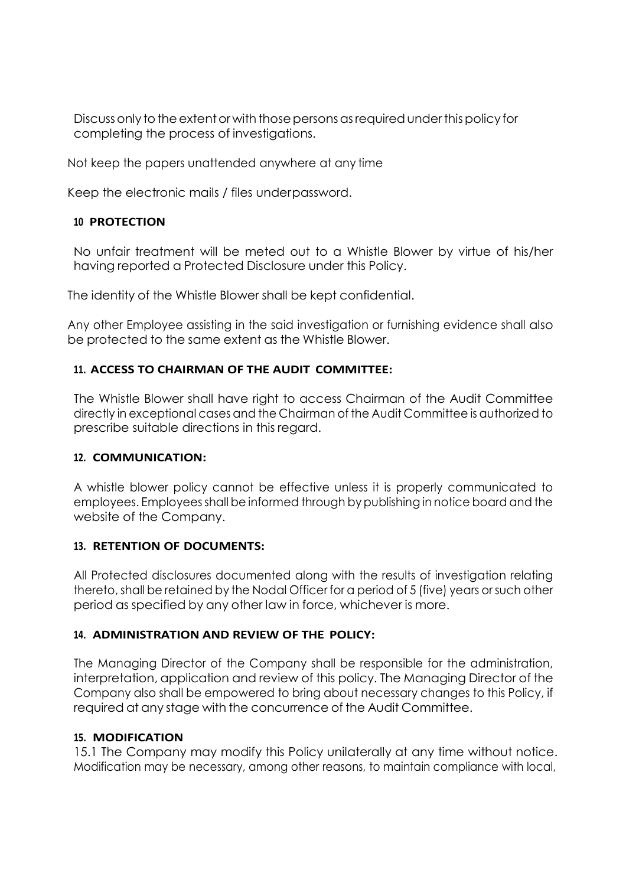Discuss only to the extent or with those persons as required under this policy for completing the process of investigations.

Not keep the papers unattended anywhere at any time

Keep the electronic mails / files underpassword.

### 10 PROTECTION

No unfair treatment will be meted out to a Whistle Blower by virtue of his/her having reported a Protected Disclosure under this Policy.

The identity of the Whistle Blower shall be kept confidential.

Any other Employee assisting in the said investigation or furnishing evidence shall also be protected to the same extent as the Whistle Blower.

### 11. ACCESS TO CHAIRMAN OF THE AUDIT COMMITTEE:

The Whistle Blower shall have right to access Chairman of the Audit Committee directly in exceptional cases and the Chairman of the Audit Committee is authorized to prescribe suitable directions in this regard.

### 12. COMMUNICATION:

A whistle blower policy cannot be effective unless it is properly communicated to employees. Employees shall be informed through by publishing in notice board and the website of the Company.

### 13. RETENTION OF DOCUMENTS:

All Protected disclosures documented along with the results of investigation relating thereto, shall be retained by the Nodal Officer for a period of 5 (five) years or such other period as specified by any other law in force, whichever is more.

### 14. ADMINISTRATION AND REVIEW OF THE POLICY:

The Managing Director of the Company shall be responsible for the administration, interpretation, application and review of this policy. The Managing Director of the Company also shall be empowered to bring about necessary changes to this Policy, if required at any stage with the concurrence of the Audit Committee.

### 15. MODIFICATION

15.1 The Company may modify this Policy unilaterally at any time without notice. Modification may be necessary, among other reasons, to maintain compliance with local,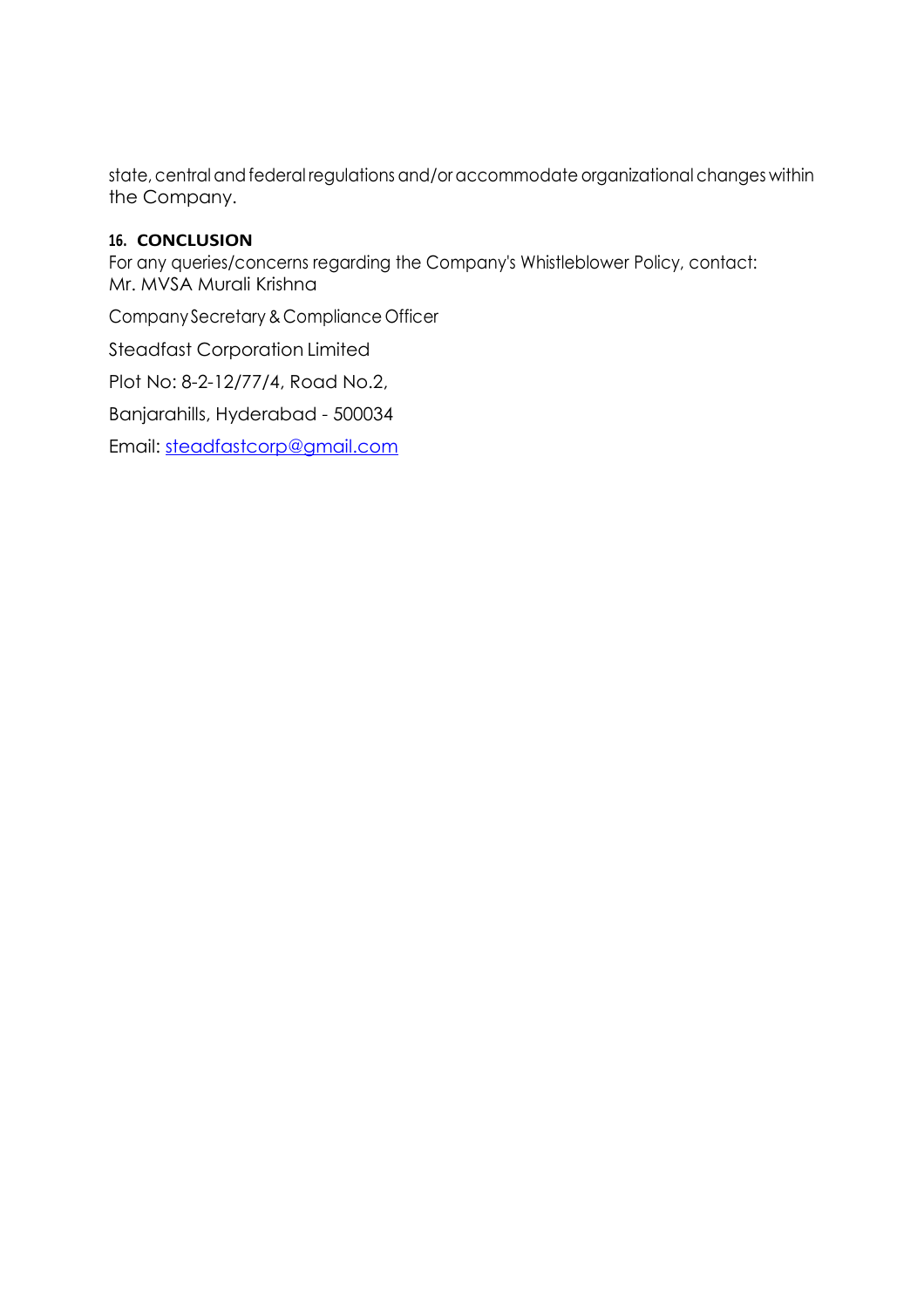state, central and federal regulations and/or accommodate organizational changes within the Company.

## 16. CONCLUSION

For any queries/concerns regarding the Company's Whistleblower Policy, contact:
Mr. MVSA Murali Krishna

Company Secretary & Compliance Officer

Steadfast Corporation Limited

Plot No: 8-2-12/77/4, Road No.2,

Banjarahills, Hyderabad - 500034

Email: steadfastcorp@gmail.com